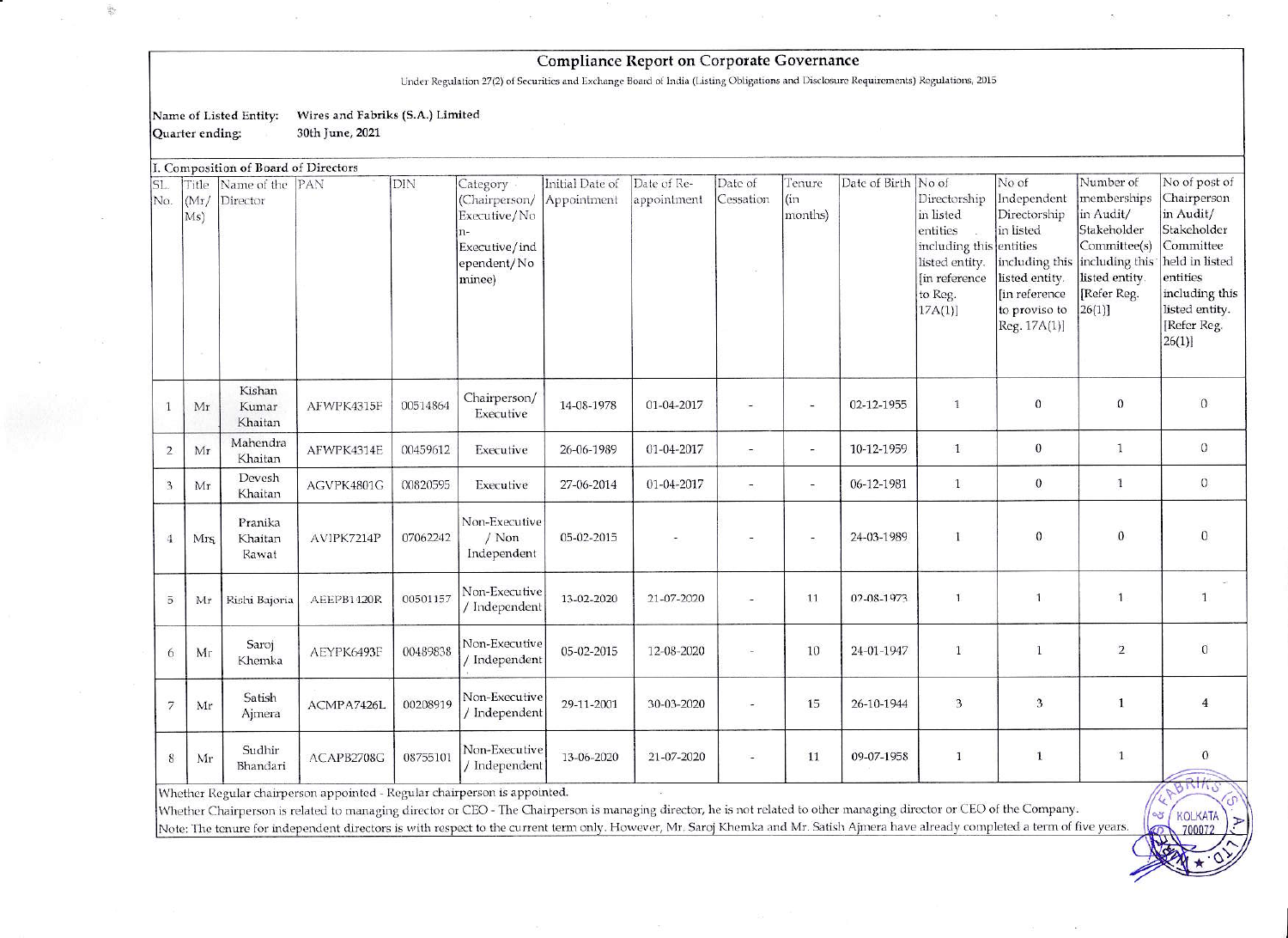# Compliance Report on Corporate Governance

Under Regulation 27(2) of Securities and Exchange Board of India (Listing Obligations and Disclosure Requirements) Regulations, 2015

**Name of Listed Entity:** Wires and Fabriks (S.A.) Limited

**Quarter ending:** 30th June, 2021

## I. Composition of Board of Directors

| SL. No. | Title (Mr/ Ms) | Name of the Director | PAN | DIN | Category (Chairperson/ Executive/Non-Executive/independent/Nominee) | Initial Date of Appointment | Date of Re-appointment | Date of Cessation | Tenure (in months) | Date of Birth | No of Directorship in listed entities including this listed entity. [in reference to Reg. 17A(1)] | No of Independent Directorship in listed entities including this listed entity. [in reference to proviso to Reg. 17A(1)] | Number of memberships in Audit/ Stakeholder Committee(s) including this listed entity. [Refer Reg. 26(1)] | No of post of Chairperson in Audit/ Stakeholder Committee held in listed entities including this listed entity. [Refer Reg. 26(1)] |
|---|---|---|---|---|---|---|---|---|---|---|---|---|---|---|
| 1 | Mr | Kishan Kumar Khaitan | AFWPK4315F | 00514864 | Chairperson/ Executive | 14-08-1978 | 01-04-2017 | - | - | 02-12-1955 | 1 | 0 | 0 | 0 |
| 2 | Mr | Mahendra Khaitan | AFWPK4314E | 00459612 | Executive | 26-06-1989 | 01-04-2017 | - | - | 10-12-1959 | 1 | 0 | 1 | 0 |
| 3 | Mr | Devesh Khaitan | AGVPK4801G | 00820595 | Executive | 27-06-2014 | 01-04-2017 | - | - | 06-12-1981 | 1 | 0 | 1 | 0 |
| 4 | Mrs | Pranika Khaitan Rawat | AVIPK7214P | 07062242 | Non-Executive / Non Independent | 05-02-2015 | - | - | - | 24-03-1989 | 1 | 0 | 0 | 0 |
| 5 | Mr | Rishi Bajoria | AEEPB1120R | 00501157 | Non-Executive / Independent | 13-02-2020 | 21-07-2020 | - | 11 | 02-08-1973 | 1 | 1 | 1 | 1 |
| 6 | Mr | Saroj Khemka | AEYPK6493F | 00489838 | Non-Executive / Independent | 05-02-2015 | 12-08-2020 | - | 10 | 24-01-1947 | 1 | 1 | 2 | 0 |
| 7 | Mr | Satish Ajmera | ACMPA7426L | 00208919 | Non-Executive / Independent | 29-11-2001 | 30-03-2020 | - | 15 | 26-10-1944 | 3 | 3 | 1 | 4 |
| 8 | Mr | Sudhir Bhandari | ACAPB2708G | 08755101 | Non-Executive / Independent | 13-06-2020 | 21-07-2020 | - | 11 | 09-07-1958 | 1 | 1 | 1 | 0 |

Whether Regular chairperson appointed - Regular chairperson is appointed.

Whether Chairperson is related to managing director or CEO - The Chairperson is managing director, he is not related to other managing director or CEO of the Company.

Note: The tenure for independent directors is with respect to the current term only. However, Mr. Saroj Khemka and Mr. Satish Ajmera have already completed a term of five years.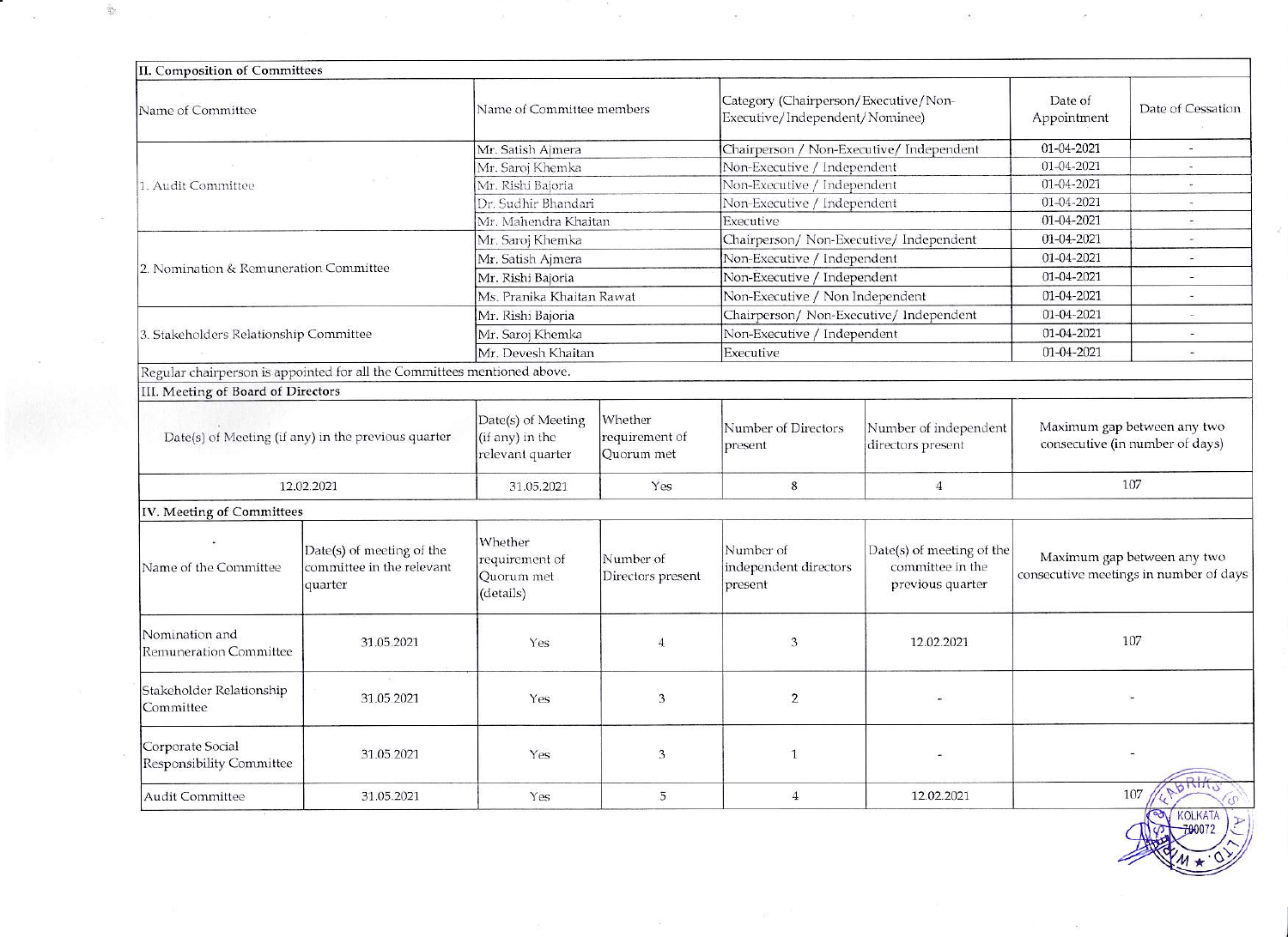## II. Composition of Committees

| Name of Committee | Name of Committee members | Category (Chairperson/Executive/Non-Executive/Independent/Nominee) | Date of Appointment | Date of Cessation |
|---|---|---|---|---|
| 1. Audit Committee | Mr. Satish Ajmera | Chairperson / Non-Executive/ Independent | 01-04-2021 | - |
| | Mr. Saroj Khemka | Non-Executive / Independent | 01-04-2021 | - |
| | Mr. Rishi Bajoria | Non-Executive / Independent | 01-04-2021 | - |
| | Dr. Sudhir Bhandari | Non-Executive / Independent | 01-04-2021 | - |
| | Mr. Mahendra Khaitan | Executive | 01-04-2021 | - |
| 2. Nomination & Remuneration Committee | Mr. Saroj Khemka | Chairperson/ Non-Executive/ Independent | 01-04-2021 | - |
| | Mr. Satish Ajmera | Non-Executive / Independent | 01-04-2021 | - |
| | Mr. Rishi Bajoria | Non-Executive / Independent | 01-04-2021 | - |
| | Ms. Pranika Khaitan Rawat | Non-Executive / Non Independent | 01-04-2021 | - |
| 3. Stakeholders Relationship Committee | Mr. Rishi Bajoria | Chairperson/ Non-Executive/ Independent | 01-04-2021 | - |
| | Mr. Saroj Khemka | Non-Executive / Independent | 01-04-2021 | - |
| | Mr. Devesh Khaitan | Executive | 01-04-2021 | - |

Regular chairperson is appointed for all the Committees mentioned above.

## III. Meeting of Board of Directors

| Date(s) of Meeting (if any) in the previous quarter | Date(s) of Meeting (if any) in the relevant quarter | Whether requirement of Quorum met | Number of Directors present | Number of independent directors present | Maximum gap between any two consecutive (in number of days) |
|---|---|---|---|---|---|
| 12.02.2021 | 31.05.2021 | Yes | 8 | 4 | 107 |

## IV. Meeting of Committees

| Name of the Committee | Date(s) of meeting of the committee in the relevant quarter | Whether requirement of Quorum met (details) | Number of Directors present | Number of independent directors present | Date(s) of meeting of the committee in the previous quarter | Maximum gap between any two consecutive meetings in number of days |
|---|---|---|---|---|---|---|
| Nomination and Remuneration Committee | 31.05.2021 | Yes | 4 | 3 | 12.02.2021 | 107 |
| Stakeholder Relationship Committee | 31.05.2021 | Yes | 3 | 2 | - | - |
| Corporate Social Responsibility Committee | 31.05.2021 | Yes | 3 | 1 | - | - |
| Audit Committee | 31.05.2021 | Yes | 5 | 4 | 12.02.2021 | 107 |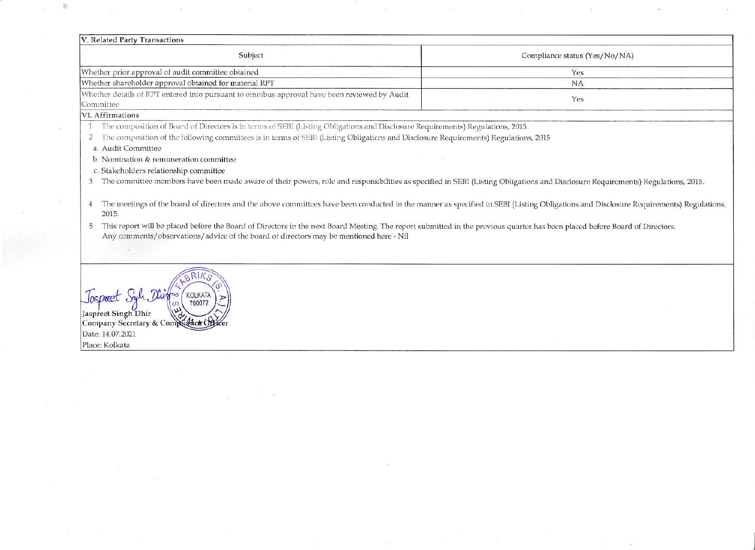## V. Related Party Transactions

| Subject | Compliance status (Yes/No/NA) |
|---|---|
| Whether prior approval of audit committee obtained | Yes |
| Whether shareholder approval obtained for material RPT | NA |
| Whether details of RPT entered into pursuant to omnibus approval have been reviewed by Audit Committee | Yes |

## VI. Affirmations

1. The composition of Board of Directors is in terms of SEBI (Listing Obligations and Disclosure Requirements) Regulations, 2015.
2. The composition of the following committees is in terms of SEBI (Listing Obligations and Disclosure Requirements) Regulations, 2015
   a. Audit Committee
   b. Nomination & remuneration committee
   c. Stakeholders relationship committee
3. The committee members have been made aware of their powers, role and responsibilities as specified in SEBI (Listing Obligations and Disclosure Requirements) Regulations, 2015.
4. The meetings of the board of directors and the above committees have been conducted in the manner as specified in SEBI (Listing Obligations and Disclosure Requirements) Regulations, 2015.
5. This report will be placed before the Board of Directors in the next Board Meeting. The report submitted in the previous quarter has been placed before Board of Directors.
   Any comments/observations/advice of the board of directors may be mentioned here - Nil

Jaspreet Singh Dhir
Company Secretary & Compliance Officer
Date: 14.07.2021
Place: Kolkata